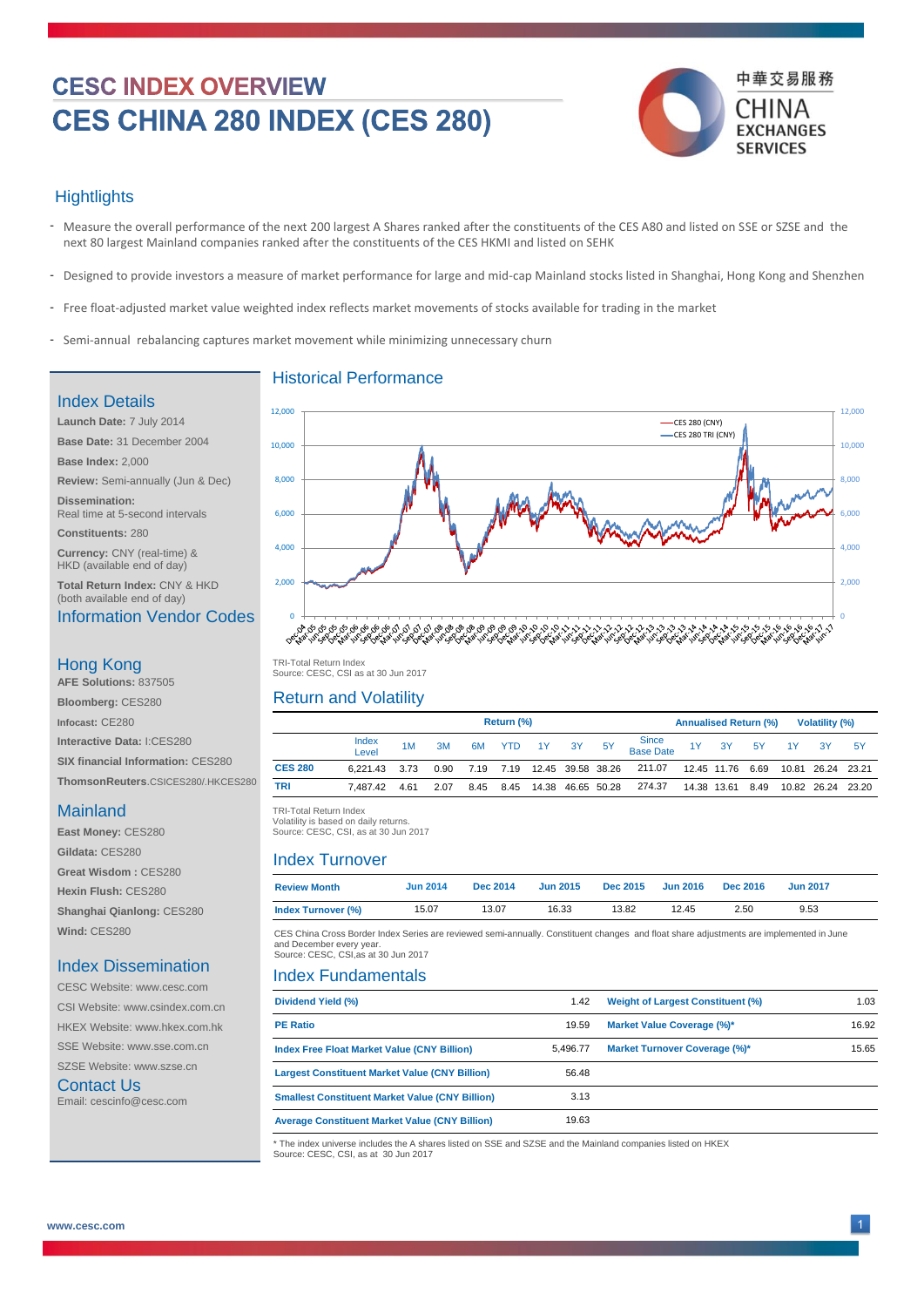# CESC INDEX OVERVIEW

# CES CHINA 280 INDEX (CES 280)

中華交易服務 CHINA EXCHANGES SERVICES

## Hightlights

- Measure the overall performance of the next 200 largest A Shares ranked after the constituents of the CES A80 and listed on SSE or SZSE and the next 80 largest Mainland companies ranked after the constituents of the CES HKMI and listed on SEHK
- Designed to provide investors a measure of market performance for large and mid-cap Mainland stocks listed in Shanghai, Hong Kong and Shenzhen
- Free float-adjusted market value weighted index reflects market movements of stocks available for trading in the market
- Semi-annual rebalancing captures market movement while minimizing unnecessary churn

## Index Details

**Launch Date:** 7 July 2014

**Base Date:** 31 December 2004

**Base Index:** 2,000

**Review:** Semi-annually (Jun & Dec)

**Dissemination:**
Real time at 5-second intervals

**Constituents:** 280

**Currency:** CNY (real-time) & HKD (available end of day)

**Total Return Index:** CNY & HKD (both available end of day)

## Information Vendor Codes

### Hong Kong

**AFE Solutions:** 837505

**Bloomberg:** CES280

**Infocast:** CE280

**Interactive Data:** I:CES280

**SIX financial Information:** CES280

**ThomsonReuters**.CSICES280/.HKCES280

### Mainland

**East Money:** CES280

**Gildata:** CES280

**Great Wisdom :** CES280

**Hexin Flush:** CES280

**Shanghai Qianlong:** CES280

**Wind:** CES280

## Index Dissemination

CESC Website: www.cesc.com

CSI Website: www.csindex.com.cn

HKEX Website: www.hkex.com.hk

SSE Website: www.sse.com.cn

SZSE Website: www.szse.cn

## Contact Us

Email: cescinfo@cesc.com

## Historical Performance

TRI-Total Return Index
Source: CESC, CSI as at 30 Jun 2017

## Return and Volatility

| | Index Level | Return (%) 1M | 3M | 6M | YTD | 1Y | 3Y | 5Y | Since Base Date | Annualised Return (%) 1Y | 3Y | 5Y | Volatility (%) 1Y | 3Y | 5Y |
|---|---|---|---|---|---|---|---|---|---|---|---|---|---|---|---|
| CES 280 | 6,221.43 | 3.73 | 0.90 | 7.19 | 7.19 | 12.45 | 39.58 | 38.26 | 211.07 | 12.45 | 11.76 | 6.69 | 10.81 | 26.24 | 23.21 |
| TRI | 7,487.42 | 4.61 | 2.07 | 8.45 | 8.45 | 14.38 | 46.65 | 50.28 | 274.37 | 14.38 | 13.61 | 8.49 | 10.82 | 26.24 | 23.20 |

TRI-Total Return Index
Volatility is based on daily returns.
Source: CESC, CSI, as at 30 Jun 2017

## Index Turnover

| Review Month | Jun 2014 | Dec 2014 | Jun 2015 | Dec 2015 | Jun 2016 | Dec 2016 | Jun 2017 |
|---|---|---|---|---|---|---|---|
| Index Turnover (%) | 15.07 | 13.07 | 16.33 | 13.82 | 12.45 | 2.50 | 9.53 |

CES China Cross Border Index Series are reviewed semi-annually. Constituent changes and float share adjustments are implemented in June and December every year.
Source: CESC, CSI,as at 30 Jun 2017

## Index Fundamentals

| | | | |
|---|---|---|---|
| Dividend Yield (%) | 1.42 | Weight of Largest Constituent (%) | 1.03 |
| PE Ratio | 19.59 | Market Value Coverage (%)* | 16.92 |
| Index Free Float Market Value (CNY Billion) | 5,496.77 | Market Turnover Coverage (%)* | 15.65 |
| Largest Constituent Market Value (CNY Billion) | 56.48 | | |
| Smallest Constituent Market Value (CNY Billion) | 3.13 | | |
| Average Constituent Market Value (CNY Billion) | 19.63 | | |

* The index universe includes the A shares listed on SSE and SZSE and the Mainland companies listed on HKEX
Source: CESC, CSI, as at 30 Jun 2017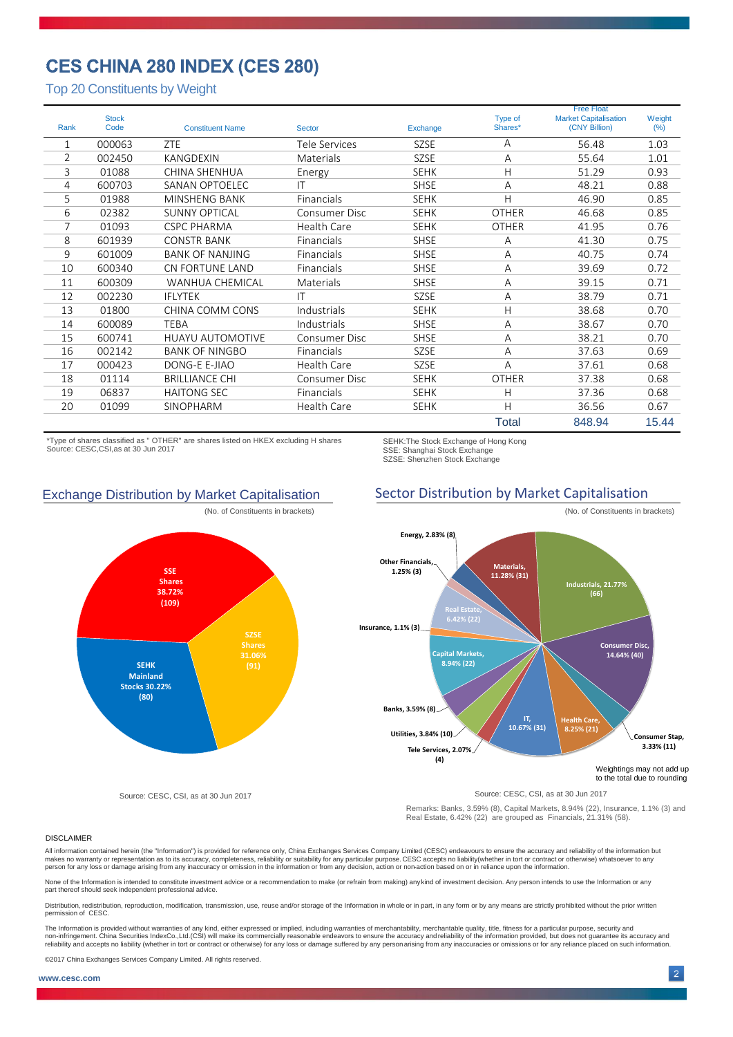# CES CHINA 280 INDEX (CES 280)

## Top 20 Constituents by Weight

| Rank | Stock Code | Constituent Name | Sector | Exchange | Type of Shares* | Free Float Market Capitalisation (CNY Billion) | Weight (%) |
|---|---|---|---|---|---|---|---|
| 1 | 000063 | ZTE | Tele Services | SZSE | A | 56.48 | 1.03 |
| 2 | 002450 | KANGDEXIN | Materials | SZSE | A | 55.64 | 1.01 |
| 3 | 01088 | CHINA SHENHUA | Energy | SEHK | H | 51.29 | 0.93 |
| 4 | 600703 | SANAN OPTOELEC | IT | SHSE | A | 48.21 | 0.88 |
| 5 | 01988 | MINSHENG BANK | Financials | SEHK | H | 46.90 | 0.85 |
| 6 | 02382 | SUNNY OPTICAL | Consumer Disc | SEHK | OTHER | 46.68 | 0.85 |
| 7 | 01093 | CSPC PHARMA | Health Care | SEHK | OTHER | 41.95 | 0.76 |
| 8 | 601939 | CONSTR BANK | Financials | SHSE | A | 41.30 | 0.75 |
| 9 | 601009 | BANK OF NANJING | Financials | SHSE | A | 40.75 | 0.74 |
| 10 | 600340 | CN FORTUNE LAND | Financials | SHSE | A | 39.69 | 0.72 |
| 11 | 600309 | WANHUA CHEMICAL | Materials | SHSE | A | 39.15 | 0.71 |
| 12 | 002230 | IFLYTEK | IT | SZSE | A | 38.79 | 0.71 |
| 13 | 01800 | CHINA COMM CONS | Industrials | SEHK | H | 38.68 | 0.70 |
| 14 | 600089 | TEBA | Industrials | SHSE | A | 38.67 | 0.70 |
| 15 | 600741 | HUAYU AUTOMOTIVE | Consumer Disc | SHSE | A | 38.21 | 0.70 |
| 16 | 002142 | BANK OF NINGBO | Financials | SZSE | A | 37.63 | 0.69 |
| 17 | 000423 | DONG-E E-JIAO | Health Care | SZSE | A | 37.61 | 0.68 |
| 18 | 01114 | BRILLIANCE CHI | Consumer Disc | SEHK | OTHER | 37.38 | 0.68 |
| 19 | 06837 | HAITONG SEC | Financials | SEHK | H | 37.36 | 0.68 |
| 20 | 01099 | SINOPHARM | Health Care | SEHK | H | 36.56 | 0.67 |
| | | | | | Total | 848.94 | 15.44 |

*Type of shares classified as " OTHER" are shares listed on HKEX excluding H shares
Source: CESC,CSI,as at 30 Jun 2017

SEHK:The Stock Exchange of Hong Kong
SSE: Shanghai Stock Exchange
SZSE: Shenzhen Stock Exchange

## Exchange Distribution by Market Capitalisation

(No. of Constituents in brackets)

SSE Shares 38.72% (109)
SZSE Shares 31.06% (91)
SEHK Mainland Stocks 30.22% (80)

Source: CESC, CSI, as at 30 Jun 2017

## Sector Distribution by Market Capitalisation

(No. of Constituents in brackets)

Energy, 2.83% (8)
Other Financials, 1.25% (3)
Materials, 11.28% (31)
Industrials, 21.77% (66)
Real Estate, 6.42% (22)
Insurance, 1.1% (3)
Capital Markets, 8.94% (22)
Consumer Disc, 14.64% (40)
Banks, 3.59% (8)
Utilities, 3.84% (10)
Tele Services, 2.07% (4)
IT, 10.67% (31)
Health Care, 8.25% (21)
Consumer Stap, 3.33% (11)

Weightings may not add up to the total due to rounding

Source: CESC, CSI, as at 30 Jun 2017

Remarks: Banks, 3.59% (8), Capital Markets, 8.94% (22), Insurance, 1.1% (3) and Real Estate, 6.42% (22) are grouped as Financials, 21.31% (58).

DISCLAIMER

All information contained herein (the "Information") is provided for reference only, China Exchanges Services Company Limited (CESC) endeavours to ensure the accuracy and reliability of the information but makes no warranty or representation as to its accuracy, completeness, reliability or suitability for any particular purpose. CESC accepts no liability(whether in tort or contract or otherwise) whatsoever to any person for any loss or damage arising from any inaccuracy or omission in the information or from any decision, action or non-action based on or in reliance upon the information.

None of the Information is intended to constitute investment advice or a recommendation to make (or refrain from making) any kind of investment decision. Any person intends to use the Information or any part thereof should seek independent professional advice.

Distribution, redistribution, reproduction, modification, transmission, use, reuse and/or storage of the Information in whole or in part, in any form or by any means are strictly prohibited without the prior written permission of CESC.

The Information is provided without warranties of any kind, either expressed or implied, including warranties of merchantability, merchantable quality, title, fitness for a particular purpose, security and non-infringement. China Securities IndexCo.,Ltd.(CSI) will make its commercially reasonable endeavors to ensure the accuracy and reliability of the information provided, but does not guarantee its accuracy and reliability and accepts no liability (whether in tort or contract or otherwise) for any loss or damage suffered by any person arising from any inaccuracies or omissions or for any reliance placed on such information.

©2017 China Exchanges Services Company Limited. All rights reserved.

www.cesc.com